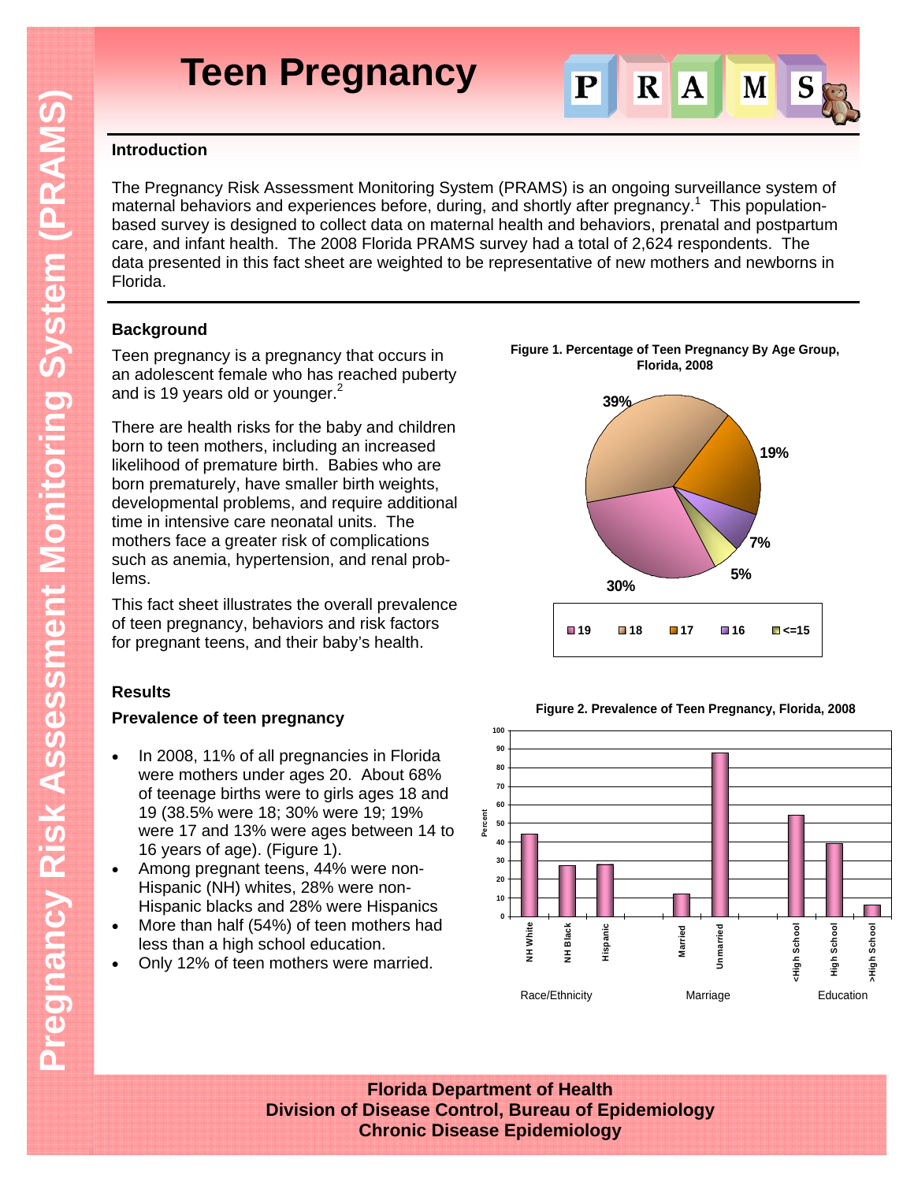# Teen Pregnancy

## Introduction

The Pregnancy Risk Assessment Monitoring System (PRAMS) is an ongoing surveillance system of maternal behaviors and experiences before, during, and shortly after pregnancy.[1] This population-based survey is designed to collect data on maternal health and behaviors, prenatal and postpartum care, and infant health. The 2008 Florida PRAMS survey had a total of 2,624 respondents. The data presented in this fact sheet are weighted to be representative of new mothers and newborns in Florida.

## Background

Teen pregnancy is a pregnancy that occurs in an adolescent female who has reached puberty and is 19 years old or younger.[2]

There are health risks for the baby and children born to teen mothers, including an increased likelihood of premature birth. Babies who are born prematurely, have smaller birth weights, developmental problems, and require additional time in intensive care neonatal units. The mothers face a greater risk of complications such as anemia, hypertension, and renal problems.

This fact sheet illustrates the overall prevalence of teen pregnancy, behaviors and risk factors for pregnant teens, and their baby's health.

**Figure 1. Percentage of Teen Pregnancy By Age Group, Florida, 2008**

| Age | Percent |
|---|---|
| 19 | 30% |
| 18 | 39% |
| 17 | 19% |
| 16 | 7% |
| <=15 | 5% |

## Results

### Prevalence of teen pregnancy

- In 2008, 11% of all pregnancies in Florida were mothers under ages 20. About 68% of teenage births were to girls ages 18 and 19 (38.5% were 18; 30% were 19; 19% were 17 and 13% were ages between 14 to 16 years of age). (Figure 1).
- Among pregnant teens, 44% were non-Hispanic (NH) whites, 28% were non-Hispanic blacks and 28% were Hispanics
- More than half (54%) of teen mothers had less than a high school education.
- Only 12% of teen mothers were married.

**Figure 2. Prevalence of Teen Pregnancy, Florida, 2008**

| Category | Group | Percent (approx.) |
|---|---|---|
| Race/Ethnicity | NH White | 44 |
| | NH Black | 27 |
| | Hispanic | 28 |
| Marriage | Married | 12 |
| | Unmarried | 88 |
| Education | <High School | 54 |
| | High School | 39 |
| | >High School | 6 |

Florida Department of Health
Division of Disease Control, Bureau of Epidemiology
Chronic Disease Epidemiology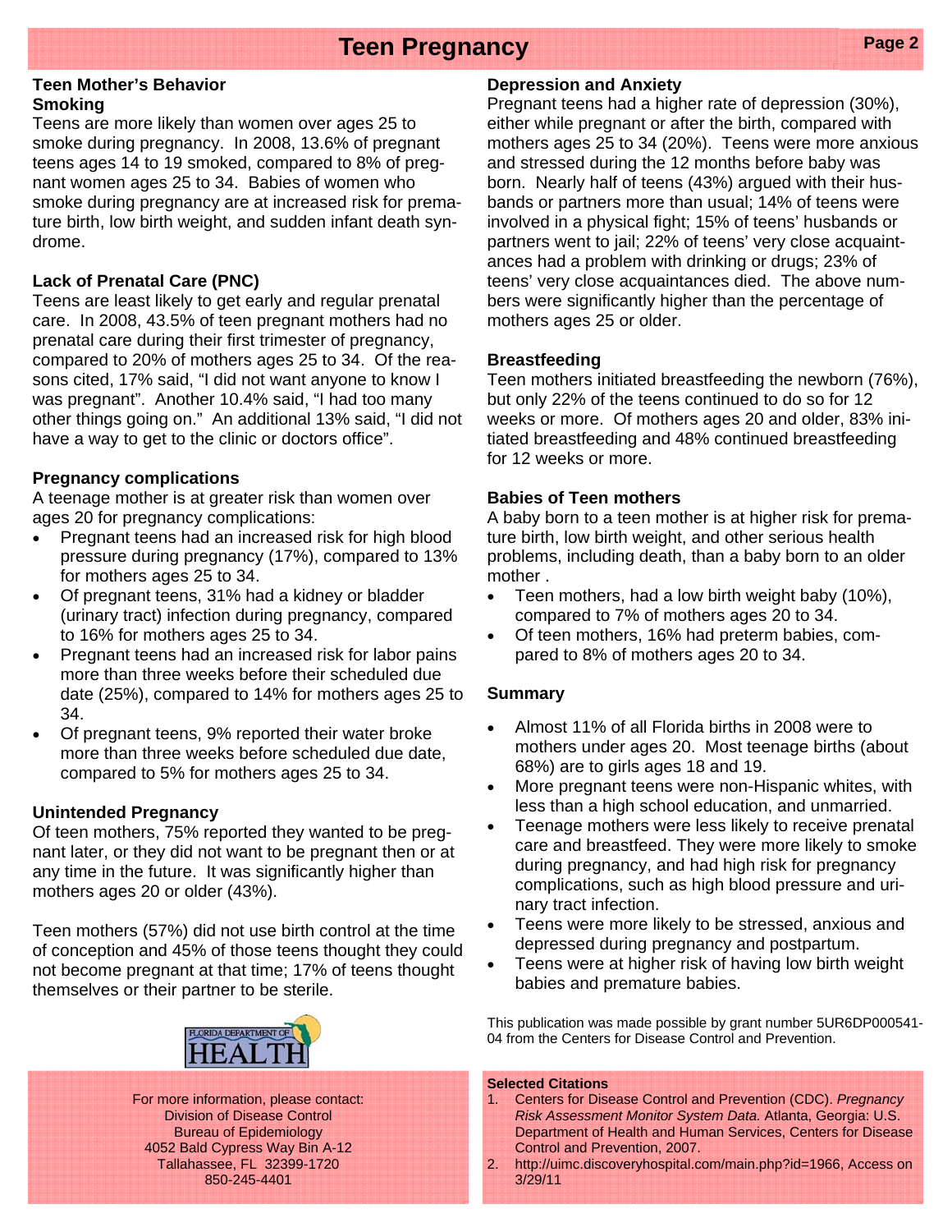# Teen Pregnancy

## Teen Mother's Behavior

### Smoking

Teens are more likely than women over ages 25 to smoke during pregnancy. In 2008, 13.6% of pregnant teens ages 14 to 19 smoked, compared to 8% of pregnant women ages 25 to 34. Babies of women who smoke during pregnancy are at increased risk for premature birth, low birth weight, and sudden infant death syndrome.

### Lack of Prenatal Care (PNC)

Teens are least likely to get early and regular prenatal care. In 2008, 43.5% of teen pregnant mothers had no prenatal care during their first trimester of pregnancy, compared to 20% of mothers ages 25 to 34. Of the reasons cited, 17% said, "I did not want anyone to know I was pregnant". Another 10.4% said, "I had too many other things going on." An additional 13% said, "I did not have a way to get to the clinic or doctors office".

### Pregnancy complications

A teenage mother is at greater risk than women over ages 20 for pregnancy complications:

- Pregnant teens had an increased risk for high blood pressure during pregnancy (17%), compared to 13% for mothers ages 25 to 34.
- Of pregnant teens, 31% had a kidney or bladder (urinary tract) infection during pregnancy, compared to 16% for mothers ages 25 to 34.
- Pregnant teens had an increased risk for labor pains more than three weeks before their scheduled due date (25%), compared to 14% for mothers ages 25 to 34.
- Of pregnant teens, 9% reported their water broke more than three weeks before scheduled due date, compared to 5% for mothers ages 25 to 34.

### Unintended Pregnancy

Of teen mothers, 75% reported they wanted to be pregnant later, or they did not want to be pregnant then or at any time in the future. It was significantly higher than mothers ages 20 or older (43%).

Teen mothers (57%) did not use birth control at the time of conception and 45% of those teens thought they could not become pregnant at that time; 17% of teens thought themselves or their partner to be sterile.

### Depression and Anxiety

Pregnant teens had a higher rate of depression (30%), either while pregnant or after the birth, compared with mothers ages 25 to 34 (20%). Teens were more anxious and stressed during the 12 months before baby was born. Nearly half of teens (43%) argued with their husbands or partners more than usual; 14% of teens were involved in a physical fight; 15% of teens' husbands or partners went to jail; 22% of teens' very close acquaintances had a problem with drinking or drugs; 23% of teens' very close acquaintances died. The above numbers were significantly higher than the percentage of mothers ages 25 or older.

### Breastfeeding

Teen mothers initiated breastfeeding the newborn (76%), but only 22% of the teens continued to do so for 12 weeks or more. Of mothers ages 20 and older, 83% initiated breastfeeding and 48% continued breastfeeding for 12 weeks or more.

### Babies of Teen mothers

A baby born to a teen mother is at higher risk for premature birth, low birth weight, and other serious health problems, including death, than a baby born to an older mother .

- Teen mothers, had a low birth weight baby (10%), compared to 7% of mothers ages 20 to 34.
- Of teen mothers, 16% had preterm babies, compared to 8% of mothers ages 20 to 34.

### Summary

- Almost 11% of all Florida births in 2008 were to mothers under ages 20. Most teenage births (about 68%) are to girls ages 18 and 19.
- More pregnant teens were non-Hispanic whites, with less than a high school education, and unmarried.
- Teenage mothers were less likely to receive prenatal care and breastfeed. They were more likely to smoke during pregnancy, and had high risk for pregnancy complications, such as high blood pressure and urinary tract infection.
- Teens were more likely to be stressed, anxious and depressed during pregnancy and postpartum.
- Teens were at higher risk of having low birth weight babies and premature babies.

This publication was made possible by grant number 5UR6DP000541-04 from the Centers for Disease Control and Prevention.

FLORIDA DEPARTMENT OF HEALTH

For more information, please contact:
Division of Disease Control
Bureau of Epidemiology
4052 Bald Cypress Way Bin A-12
Tallahassee, FL 32399-1720
850-245-4401

**Selected Citations**

1. Centers for Disease Control and Prevention (CDC). *Pregnancy Risk Assessment Monitor System Data.* Atlanta, Georgia: U.S. Department of Health and Human Services, Centers for Disease Control and Prevention, 2007.
2. http://uimc.discoveryhospital.com/main.php?id=1966, Access on 3/29/11